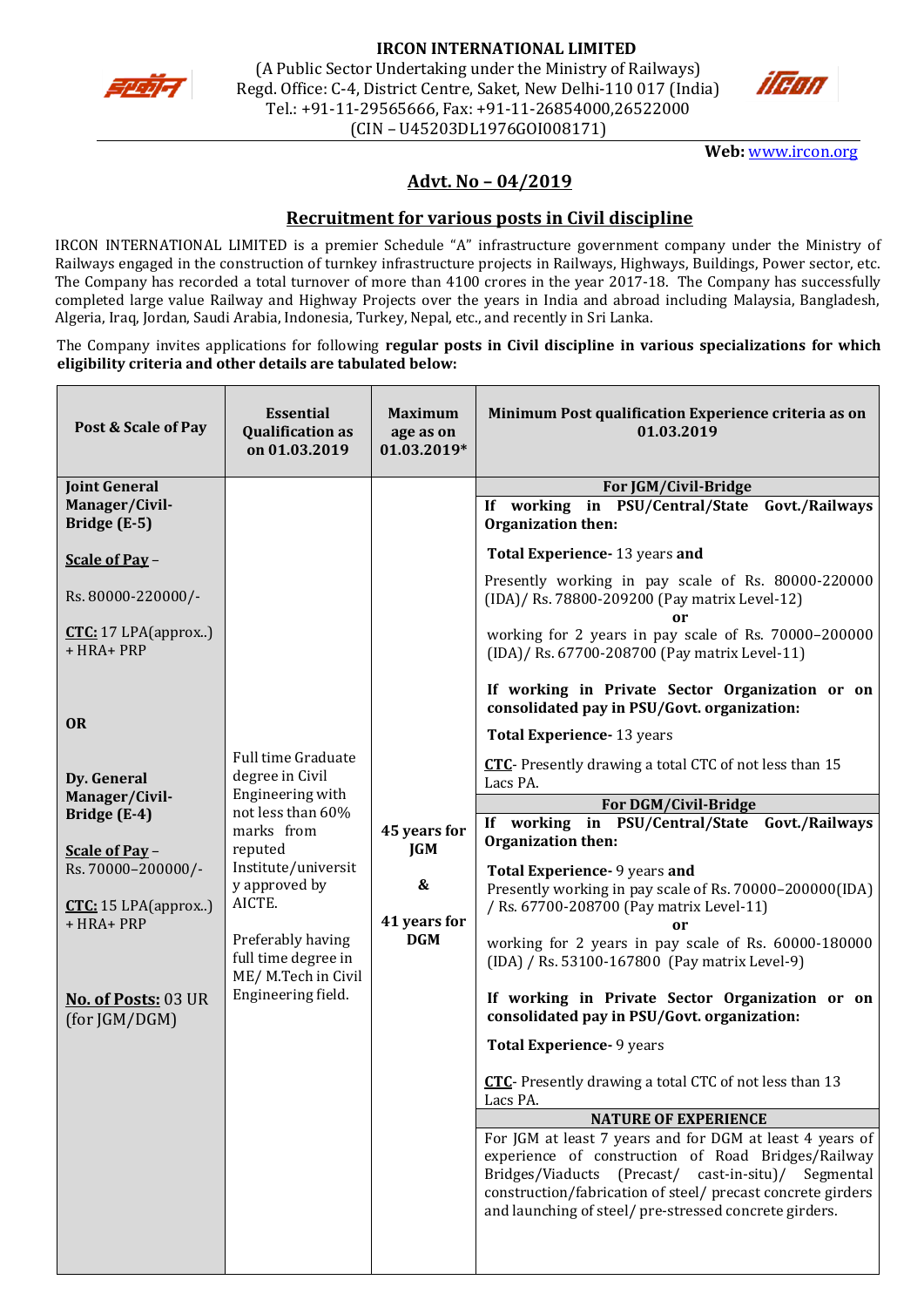# IRCON INTERNATIONAL LIMITED

(A Public Sector Undertaking under the Ministry of Railways)
Regd. Office: C-4, District Centre, Saket, New Delhi-110 017 (India)
Tel.: +91-11-29565666, Fax: +91-11-26854000,26522000
(CIN – U45203DL1976GOI008171)

**Web:** www.ircon.org

## Advt. No – 04/2019

## Recruitment for various posts in Civil discipline

IRCON INTERNATIONAL LIMITED is a premier Schedule "A" infrastructure government company under the Ministry of Railways engaged in the construction of turnkey infrastructure projects in Railways, Highways, Buildings, Power sector, etc. The Company has recorded a total turnover of more than 4100 crores in the year 2017-18. The Company has successfully completed large value Railway and Highway Projects over the years in India and abroad including Malaysia, Bangladesh, Algeria, Iraq, Jordan, Saudi Arabia, Indonesia, Turkey, Nepal, etc., and recently in Sri Lanka.

The Company invites applications for following **regular posts in Civil discipline in various specializations for which eligibility criteria and other details are tabulated below:**

| Post & Scale of Pay | Essential Qualification as on 01.03.2019 | Maximum age as on 01.03.2019* | Minimum Post qualification Experience criteria as on 01.03.2019 |
|---|---|---|---|
| **Joint General Manager/Civil-Bridge (E-5)**<br><br>**Scale of Pay** –<br>Rs. 80000-220000/-<br><br>**CTC:** 17 LPA(approx..) + HRA+ PRP<br><br>**OR**<br><br>**Dy. General Manager/Civil-Bridge (E-4)**<br><br>**Scale of Pay** –<br>Rs. 70000–200000/-<br><br>**CTC:** 15 LPA(approx..) + HRA+ PRP<br><br>**No. of Posts:** 03 UR (for JGM/DGM) | Full time Graduate degree in Civil Engineering with not less than 60% marks from reputed Institute/university approved by AICTE.<br><br>Preferably having full time degree in ME/ M.Tech in Civil Engineering field. | 45 years for JGM<br><br>&<br><br>41 years for DGM | **For JGM/Civil-Bridge**<br>**If working in PSU/Central/State Govt./Railways Organization then:**<br>**Total Experience**- 13 years **and**<br>Presently working in pay scale of Rs. 80000-220000 (IDA)/ Rs. 78800-209200 (Pay matrix Level-12)<br>**or**<br>working for 2 years in pay scale of Rs. 70000–200000 (IDA)/ Rs. 67700-208700 (Pay matrix Level-11)<br><br>**If working in Private Sector Organization or on consolidated pay in PSU/Govt. organization:**<br>**Total Experience**- 13 years<br>**CTC**- Presently drawing a total CTC of not less than 15 Lacs PA.<br><br>**For DGM/Civil-Bridge**<br>**If working in PSU/Central/State Govt./Railways Organization then:**<br>**Total Experience**- 9 years **and**<br>Presently working in pay scale of Rs. 70000–200000(IDA) / Rs. 67700-208700 (Pay matrix Level-11)<br>**or**<br>working for 2 years in pay scale of Rs. 60000-180000 (IDA) / Rs. 53100-167800 (Pay matrix Level-9)<br><br>**If working in Private Sector Organization or on consolidated pay in PSU/Govt. organization:**<br>**Total Experience**- 9 years<br>**CTC**- Presently drawing a total CTC of not less than 13 Lacs PA.<br><br>**NATURE OF EXPERIENCE**<br>For JGM at least 7 years and for DGM at least 4 years of experience of construction of Road Bridges/Railway Bridges/Viaducts (Precast/ cast-in-situ)/ Segmental construction/fabrication of steel/ precast concrete girders and launching of steel/ pre-stressed concrete girders. |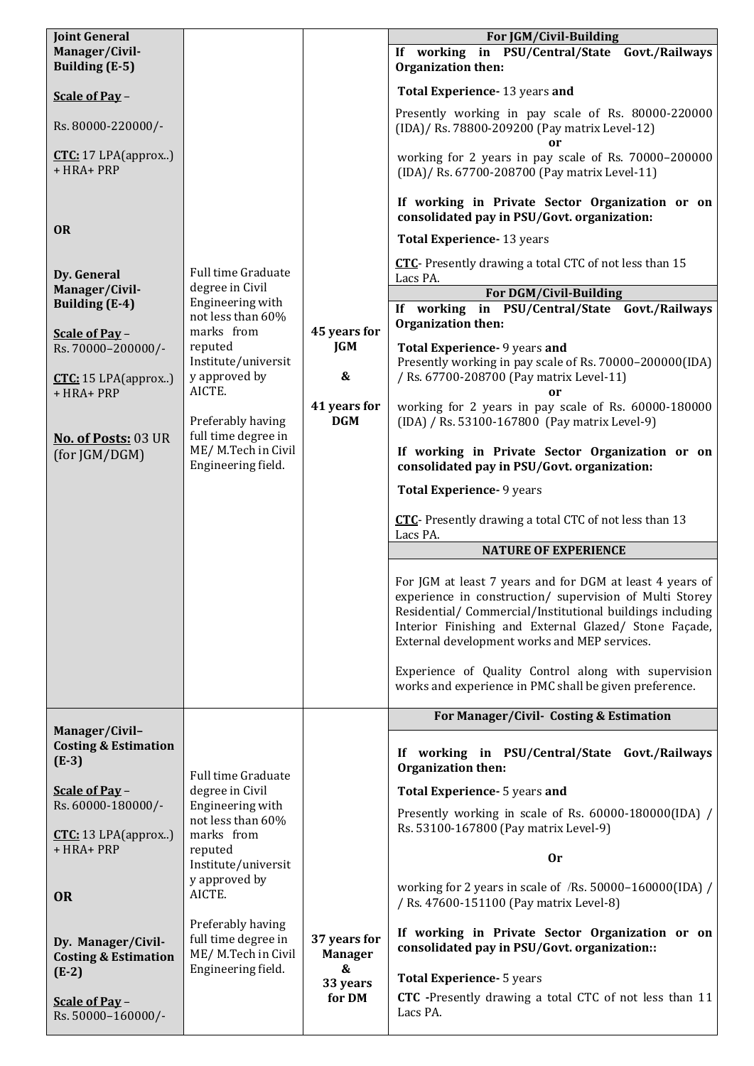| Post | Qualification | Age | Experience |
|---|---|---|---|
| **Joint General Manager/Civil-Building (E-5)**<br><br>**Scale of Pay** – Rs. 80000-220000/-<br><br>**CTC:** 17 LPA(approx..) + HRA+ PRP<br><br>**OR**<br><br>**Dy. General Manager/Civil-Building (E-4)**<br><br>**Scale of Pay** – Rs. 70000–200000/-<br><br>**CTC:** 15 LPA(approx..) + HRA+ PRP<br><br>**No. of Posts:** 03 UR (for JGM/DGM) | Full time Graduate degree in Civil Engineering with not less than 60% marks from reputed Institute/university approved by AICTE.<br><br>Preferably having full time degree in ME/ M.Tech in Civil Engineering field. | **45 years for JGM**<br><br>**&**<br><br>**41 years for DGM** | **For JGM/Civil-Building**<br><br>**If working in PSU/Central/State Govt./Railways Organization then:**<br><br>**Total Experience-** 13 years **and**<br><br>Presently working in pay scale of Rs. 80000-220000 (IDA)/ Rs. 78800-209200 (Pay matrix Level-12)<br>**or**<br>working for 2 years in pay scale of Rs. 70000–200000 (IDA)/ Rs. 67700-208700 (Pay matrix Level-11)<br><br>**If working in Private Sector Organization or on consolidated pay in PSU/Govt. organization:**<br><br>**Total Experience-** 13 years<br><br>**CTC**- Presently drawing a total CTC of not less than 15 Lacs PA.<br><br>**For DGM/Civil-Building**<br><br>**If working in PSU/Central/State Govt./Railways Organization then:**<br><br>**Total Experience-** 9 years **and**<br>Presently working in pay scale of Rs. 70000–200000(IDA) / Rs. 67700-208700 (Pay matrix Level-11)<br>**or**<br>working for 2 years in pay scale of Rs. 60000-180000 (IDA) / Rs. 53100-167800 (Pay matrix Level-9)<br><br>**If working in Private Sector Organization or on consolidated pay in PSU/Govt. organization:**<br><br>**Total Experience-** 9 years<br><br>**CTC**- Presently drawing a total CTC of not less than 13 Lacs PA.<br><br>**NATURE OF EXPERIENCE**<br><br>For JGM at least 7 years and for DGM at least 4 years of experience in construction/ supervision of Multi Storey Residential/ Commercial/Institutional buildings including Interior Finishing and External Glazed/ Stone Façade, External development works and MEP services.<br><br>Experience of Quality Control along with supervision works and experience in PMC shall be given preference. |
| **Manager/Civil–Costing & Estimation (E-3)**<br><br>**Scale of Pay** – Rs. 60000-180000/-<br><br>**CTC:** 13 LPA(approx..) + HRA+ PRP<br><br>**OR**<br><br>**Dy. Manager/Civil-Costing & Estimation (E-2)**<br><br>**Scale of Pay** – Rs. 50000–160000/- | Full time Graduate degree in Civil Engineering with not less than 60% marks from reputed Institute/university approved by AICTE.<br><br>Preferably having full time degree in ME/ M.Tech in Civil Engineering field. | **37 years for Manager**<br>**&**<br>**33 years for DM** | **For Manager/Civil- Costing & Estimation**<br><br>**If working in PSU/Central/State Govt./Railways Organization then:**<br><br>**Total Experience-** 5 years **and**<br><br>Presently working in scale of Rs. 60000-180000(IDA) / Rs. 53100-167800 (Pay matrix Level-9)<br><br>**Or**<br><br>working for 2 years in scale of /Rs. 50000–160000(IDA) / / Rs. 47600-151100 (Pay matrix Level-8)<br><br>**If working in Private Sector Organization or on consolidated pay in PSU/Govt. organization::**<br><br>**Total Experience-** 5 years<br><br>**CTC -**Presently drawing a total CTC of not less than 11 Lacs PA. |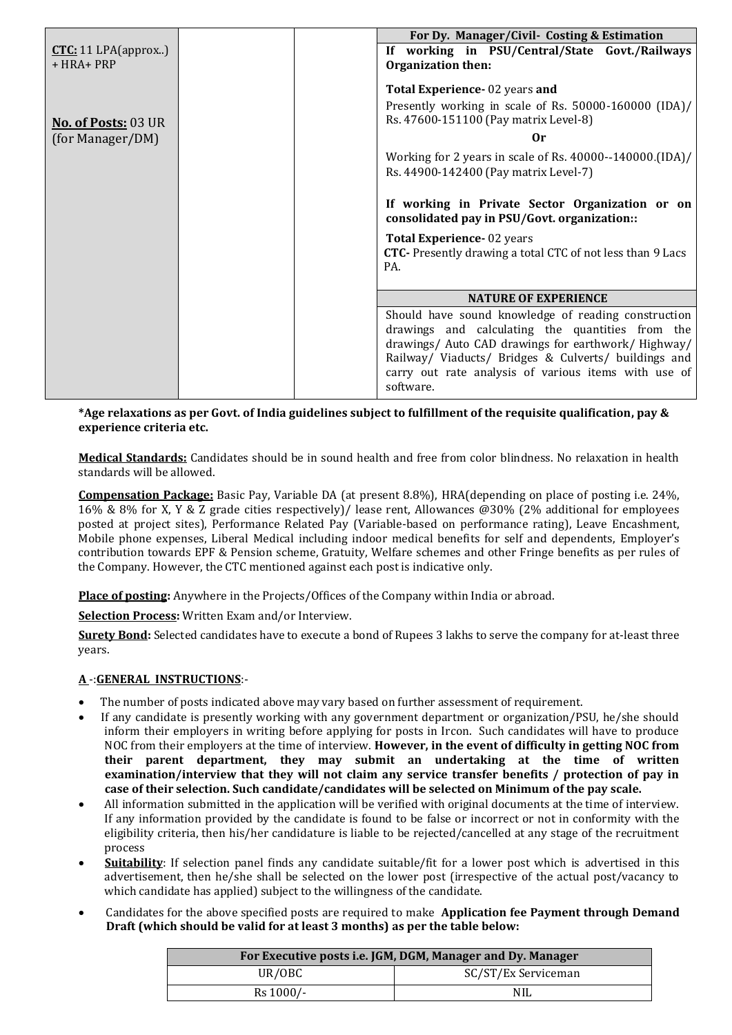| | | | |
|---|---|---|---|
| **CTC:** 11 LPA(approx..) + HRA+ PRP<br><br>**No. of Posts:** 03 UR (for Manager/DM) | | | **For Dy. Manager/Civil- Costing & Estimation**<br>**If working in PSU/Central/State Govt./Railways Organization then:**<br><br>**Total Experience-** 02 years **and**<br>Presently working in scale of Rs. 50000-160000 (IDA)/ Rs. 47600-151100 (Pay matrix Level-8)<br>**Or**<br>Working for 2 years in scale of Rs. 40000--140000.(IDA)/ Rs. 44900-142400 (Pay matrix Level-7)<br><br>**If working in Private Sector Organization or on consolidated pay in PSU/Govt. organization::**<br><br>**Total Experience-** 02 years<br>**CTC-** Presently drawing a total CTC of not less than 9 Lacs PA.<br><br>**NATURE OF EXPERIENCE**<br>Should have sound knowledge of reading construction drawings and calculating the quantities from the drawings/ Auto CAD drawings for earthwork/ Highway/ Railway/ Viaducts/ Bridges & Culverts/ buildings and carry out rate analysis of various items with use of software. |

**\*Age relaxations as per Govt. of India guidelines subject to fulfillment of the requisite qualification, pay & experience criteria etc.**

**Medical Standards:** Candidates should be in sound health and free from color blindness. No relaxation in health standards will be allowed.

**Compensation Package:** Basic Pay, Variable DA (at present 8.8%), HRA(depending on place of posting i.e. 24%, 16% & 8% for X, Y & Z grade cities respectively)/ lease rent, Allowances @30% (2% additional for employees posted at project sites), Performance Related Pay (Variable-based on performance rating), Leave Encashment, Mobile phone expenses, Liberal Medical including indoor medical benefits for self and dependents, Employer's contribution towards EPF & Pension scheme, Gratuity, Welfare schemes and other Fringe benefits as per rules of the Company. However, the CTC mentioned against each post is indicative only.

**Place of posting:** Anywhere in the Projects/Offices of the Company within India or abroad.

**Selection Process:** Written Exam and/or Interview.

**Surety Bond:** Selected candidates have to execute a bond of Rupees 3 lakhs to serve the company for at-least three years.

**A -:GENERAL INSTRUCTIONS:-**

- The number of posts indicated above may vary based on further assessment of requirement.
- If any candidate is presently working with any government department or organization/PSU, he/she should inform their employers in writing before applying for posts in Ircon. Such candidates will have to produce NOC from their employers at the time of interview. **However, in the event of difficulty in getting NOC from their parent department, they may submit an undertaking at the time of written examination/interview that they will not claim any service transfer benefits / protection of pay in case of their selection. Such candidate/candidates will be selected on Minimum of the pay scale.**
- All information submitted in the application will be verified with original documents at the time of interview. If any information provided by the candidate is found to be false or incorrect or not in conformity with the eligibility criteria, then his/her candidature is liable to be rejected/cancelled at any stage of the recruitment process
- **Suitability**: If selection panel finds any candidate suitable/fit for a lower post which is advertised in this advertisement, then he/she shall be selected on the lower post (irrespective of the actual post/vacancy to which candidate has applied) subject to the willingness of the candidate.
- Candidates for the above specified posts are required to make **Application fee Payment through Demand Draft (which should be valid for at least 3 months) as per the table below:**

| For Executive posts i.e. JGM, DGM, Manager and Dy. Manager | |
|---|---|
| UR/OBC | SC/ST/Ex Serviceman |
| Rs 1000/- | NIL |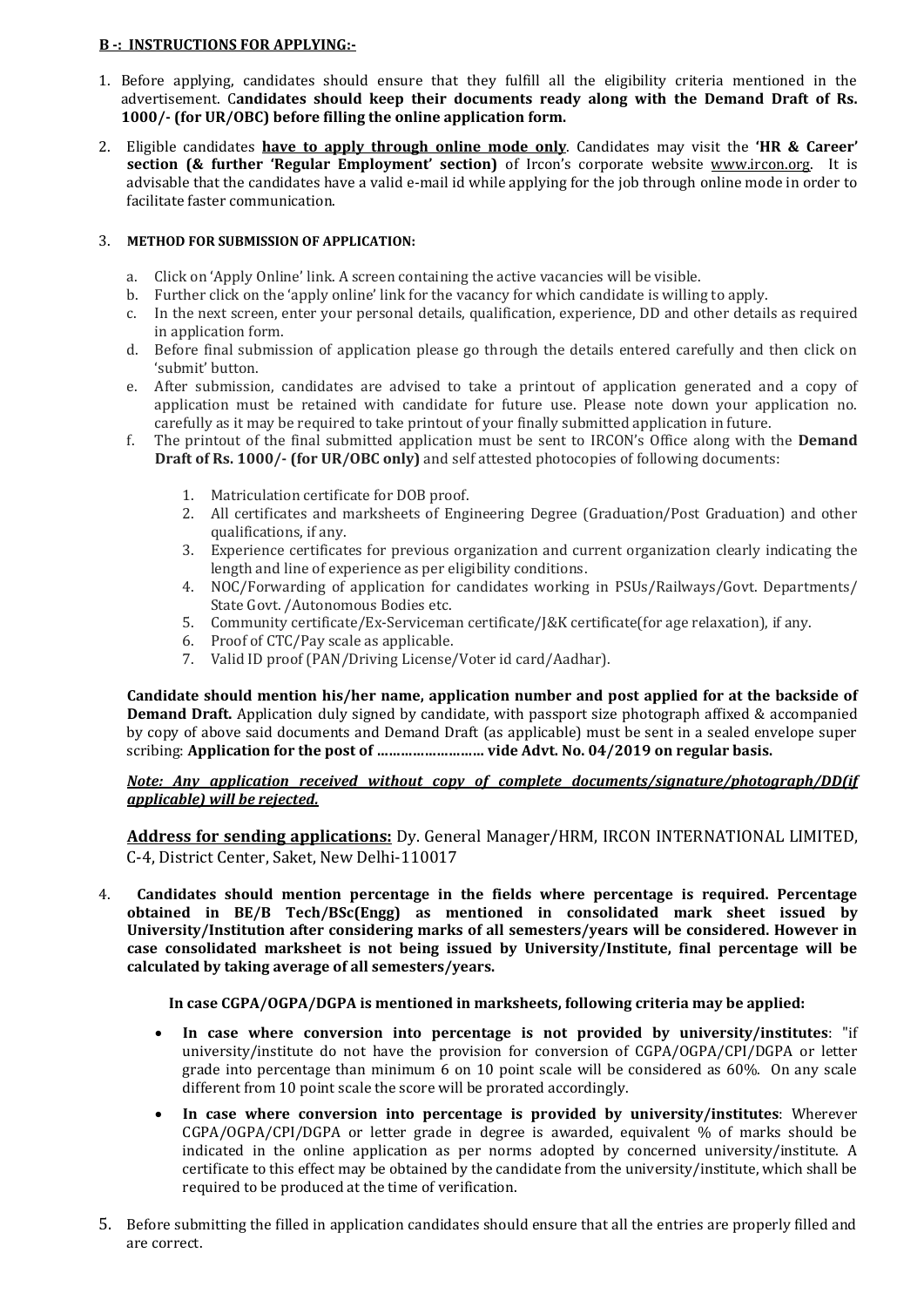**B -: INSTRUCTIONS FOR APPLYING:-**

1. Before applying, candidates should ensure that they fulfill all the eligibility criteria mentioned in the advertisement. C**andidates should keep their documents ready along with the Demand Draft of Rs. 1000/- (for UR/OBC) before filling the online application form.**

2. Eligible candidates **have to apply through online mode only**. Candidates may visit the **'HR & Career' section (& further 'Regular Employment' section)** of Ircon's corporate website www.ircon.org. It is advisable that the candidates have a valid e-mail id while applying for the job through online mode in order to facilitate faster communication.

3. **METHOD FOR SUBMISSION OF APPLICATION:**

   a. Click on 'Apply Online' link. A screen containing the active vacancies will be visible.
   b. Further click on the 'apply online' link for the vacancy for which candidate is willing to apply.
   c. In the next screen, enter your personal details, qualification, experience, DD and other details as required in application form.
   d. Before final submission of application please go through the details entered carefully and then click on 'submit' button.
   e. After submission, candidates are advised to take a printout of application generated and a copy of application must be retained with candidate for future use. Please note down your application no. carefully as it may be required to take printout of your finally submitted application in future.
   f. The printout of the final submitted application must be sent to IRCON's Office along with the **Demand Draft of Rs. 1000/- (for UR/OBC only)** and self attested photocopies of following documents:

      1. Matriculation certificate for DOB proof.
      2. All certificates and marksheets of Engineering Degree (Graduation/Post Graduation) and other qualifications, if any.
      3. Experience certificates for previous organization and current organization clearly indicating the length and line of experience as per eligibility conditions.
      4. NOC/Forwarding of application for candidates working in PSUs/Railways/Govt. Departments/ State Govt. /Autonomous Bodies etc.
      5. Community certificate/Ex-Serviceman certificate/J&K certificate(for age relaxation), if any.
      6. Proof of CTC/Pay scale as applicable.
      7. Valid ID proof (PAN/Driving License/Voter id card/Aadhar).

   **Candidate should mention his/her name, application number and post applied for at the backside of Demand Draft.** Application duly signed by candidate, with passport size photograph affixed & accompanied by copy of above said documents and Demand Draft (as applicable) must be sent in a sealed envelope super scribing: **Application for the post of ……………………… vide Advt. No. 04/2019 on regular basis.**

   ***Note: Any application received without copy of complete documents/signature/photograph/DD(if applicable) will be rejected.***

   **Address for sending applications:** Dy. General Manager/HRM, IRCON INTERNATIONAL LIMITED, C-4, District Center, Saket, New Delhi-110017

4. **Candidates should mention percentage in the fields where percentage is required. Percentage obtained in BE/B Tech/BSc(Engg) as mentioned in consolidated mark sheet issued by University/Institution after considering marks of all semesters/years will be considered. However in case consolidated marksheet is not being issued by University/Institute, final percentage will be calculated by taking average of all semesters/years.**

   **In case CGPA/OGPA/DGPA is mentioned in marksheets, following criteria may be applied:**

   - **In case where conversion into percentage is not provided by university/institutes**: "if university/institute do not have the provision for conversion of CGPA/OGPA/CPI/DGPA or letter grade into percentage than minimum 6 on 10 point scale will be considered as 60%. On any scale different from 10 point scale the score will be prorated accordingly.
   - **In case where conversion into percentage is provided by university/institutes**: Wherever CGPA/OGPA/CPI/DGPA or letter grade in degree is awarded, equivalent % of marks should be indicated in the online application as per norms adopted by concerned university/institute. A certificate to this effect may be obtained by the candidate from the university/institute, which shall be required to be produced at the time of verification.

5. Before submitting the filled in application candidates should ensure that all the entries are properly filled and are correct.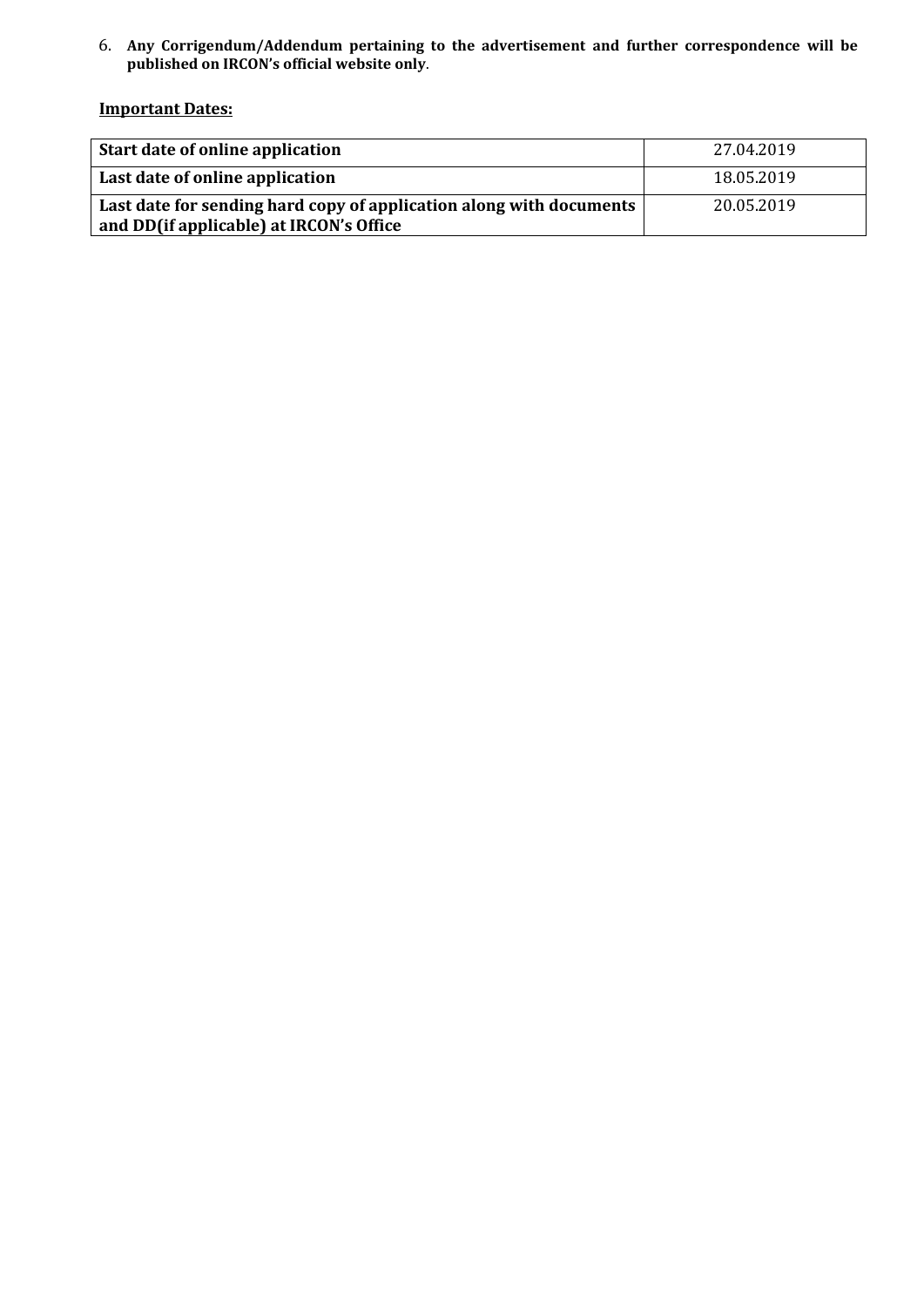6. **Any Corrigendum/Addendum pertaining to the advertisement and further correspondence will be published on IRCON's official website only**.

**Important Dates:**

| | |
|---|---|
| **Start date of online application** | 27.04.2019 |
| **Last date of online application** | 18.05.2019 |
| **Last date for sending hard copy of application along with documents and DD(if applicable) at IRCON's Office** | 20.05.2019 |